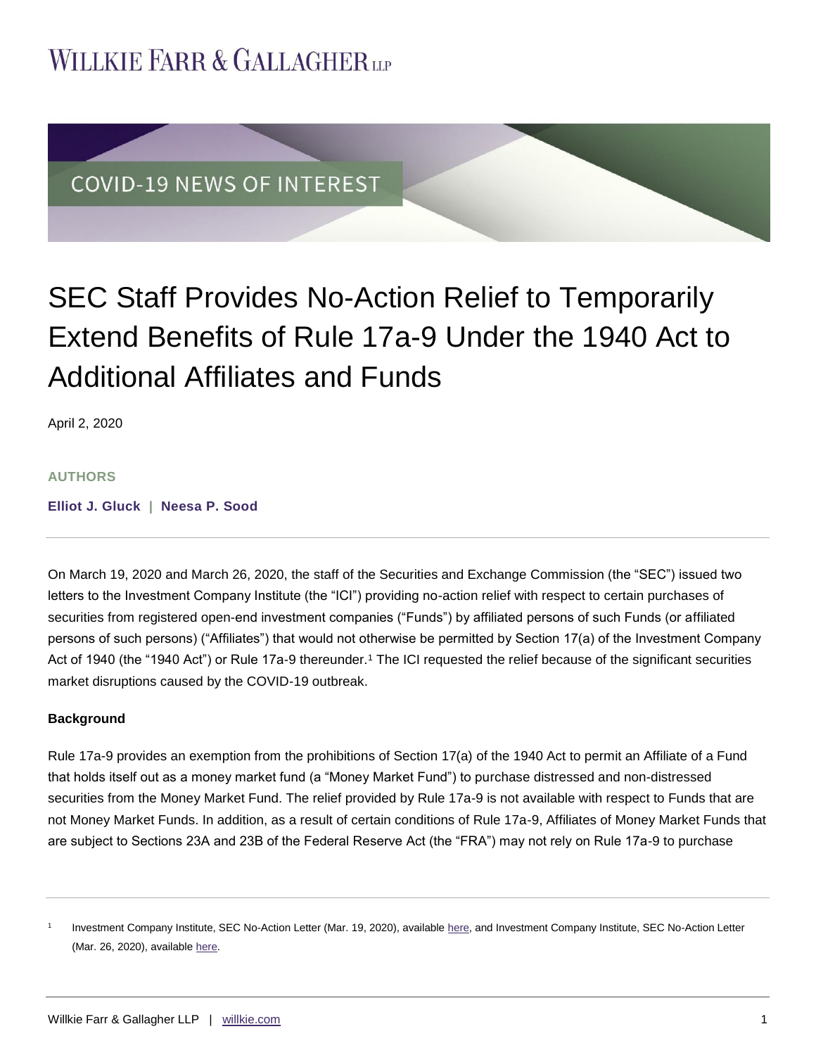WILLKIE FARR & GALLAGHER LLP

COVID-19 NEWS OF INTEREST

# SEC Staff Provides No-Action Relief to Temporarily Extend Benefits of Rule 17a-9 Under the 1940 Act to Additional Affiliates and Funds

April 2, 2020

**AUTHORS**

**Elliot J. Gluck | Neesa P. Sood**

On March 19, 2020 and March 26, 2020, the staff of the Securities and Exchange Commission (the "SEC") issued two letters to the Investment Company Institute (the "ICI") providing no-action relief with respect to certain purchases of securities from registered open-end investment companies ("Funds") by affiliated persons of such Funds (or affiliated persons of such persons) ("Affiliates") that would not otherwise be permitted by Section 17(a) of the Investment Company Act of 1940 (the "1940 Act") or Rule 17a-9 thereunder.[1] The ICI requested the relief because of the significant securities market disruptions caused by the COVID-19 outbreak.

**Background**

Rule 17a-9 provides an exemption from the prohibitions of Section 17(a) of the 1940 Act to permit an Affiliate of a Fund that holds itself out as a money market fund (a "Money Market Fund") to purchase distressed and non-distressed securities from the Money Market Fund. The relief provided by Rule 17a-9 is not available with respect to Funds that are not Money Market Funds. In addition, as a result of certain conditions of Rule 17a-9, Affiliates of Money Market Funds that are subject to Sections 23A and 23B of the Federal Reserve Act (the "FRA") may not rely on Rule 17a-9 to purchase

[1] Investment Company Institute, SEC No-Action Letter (Mar. 19, 2020), available here, and Investment Company Institute, SEC No-Action Letter (Mar. 26, 2020), available here.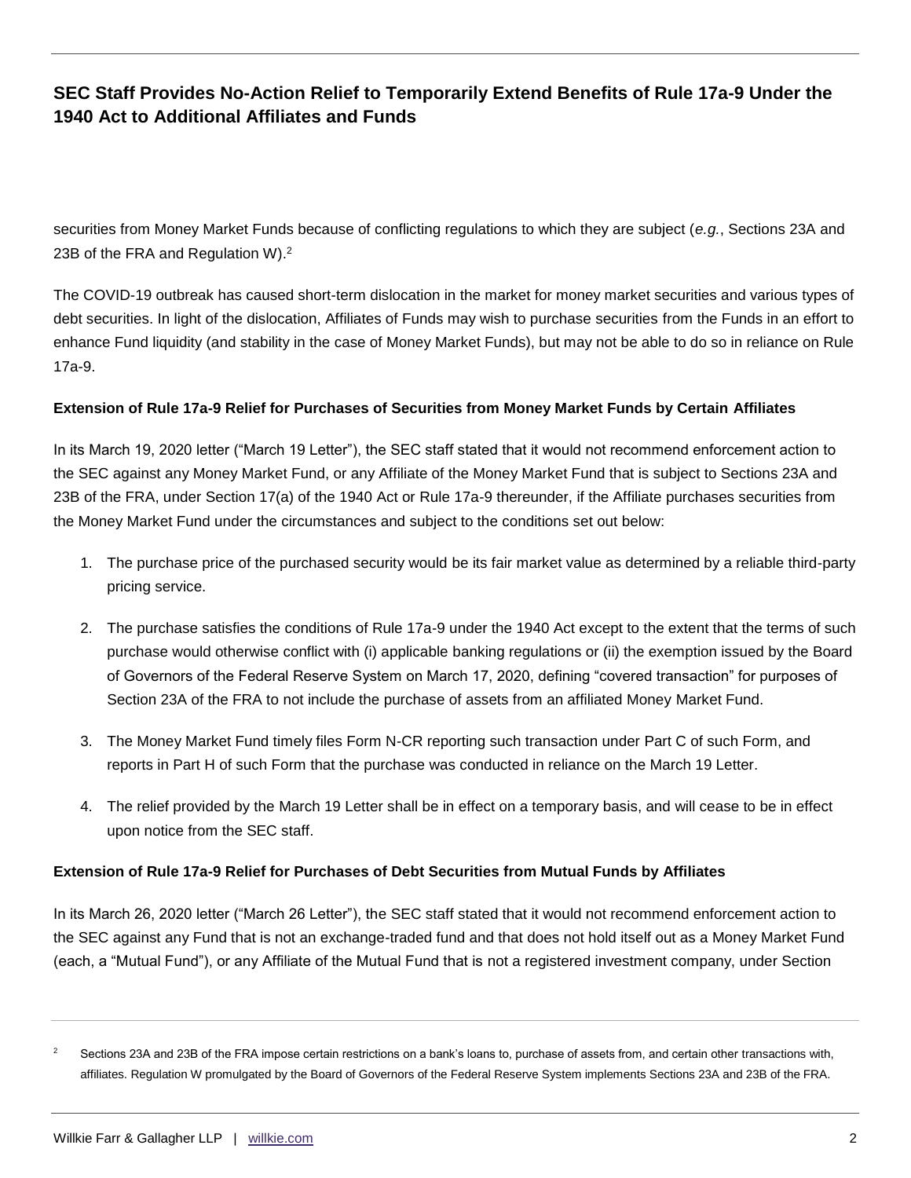securities from Money Market Funds because of conflicting regulations to which they are subject (*e.g.*, Sections 23A and 23B of the FRA and Regulation W).[2]

The COVID-19 outbreak has caused short-term dislocation in the market for money market securities and various types of debt securities. In light of the dislocation, Affiliates of Funds may wish to purchase securities from the Funds in an effort to enhance Fund liquidity (and stability in the case of Money Market Funds), but may not be able to do so in reliance on Rule 17a-9.

**Extension of Rule 17a-9 Relief for Purchases of Securities from Money Market Funds by Certain Affiliates**

In its March 19, 2020 letter ("March 19 Letter"), the SEC staff stated that it would not recommend enforcement action to the SEC against any Money Market Fund, or any Affiliate of the Money Market Fund that is subject to Sections 23A and 23B of the FRA, under Section 17(a) of the 1940 Act or Rule 17a-9 thereunder, if the Affiliate purchases securities from the Money Market Fund under the circumstances and subject to the conditions set out below:

1. The purchase price of the purchased security would be its fair market value as determined by a reliable third-party pricing service.
2. The purchase satisfies the conditions of Rule 17a-9 under the 1940 Act except to the extent that the terms of such purchase would otherwise conflict with (i) applicable banking regulations or (ii) the exemption issued by the Board of Governors of the Federal Reserve System on March 17, 2020, defining "covered transaction" for purposes of Section 23A of the FRA to not include the purchase of assets from an affiliated Money Market Fund.
3. The Money Market Fund timely files Form N-CR reporting such transaction under Part C of such Form, and reports in Part H of such Form that the purchase was conducted in reliance on the March 19 Letter.
4. The relief provided by the March 19 Letter shall be in effect on a temporary basis, and will cease to be in effect upon notice from the SEC staff.

**Extension of Rule 17a-9 Relief for Purchases of Debt Securities from Mutual Funds by Affiliates**

In its March 26, 2020 letter ("March 26 Letter"), the SEC staff stated that it would not recommend enforcement action to the SEC against any Fund that is not an exchange-traded fund and that does not hold itself out as a Money Market Fund (each, a "Mutual Fund"), or any Affiliate of the Mutual Fund that is not a registered investment company, under Section

[2] Sections 23A and 23B of the FRA impose certain restrictions on a bank's loans to, purchase of assets from, and certain other transactions with, affiliates. Regulation W promulgated by the Board of Governors of the Federal Reserve System implements Sections 23A and 23B of the FRA.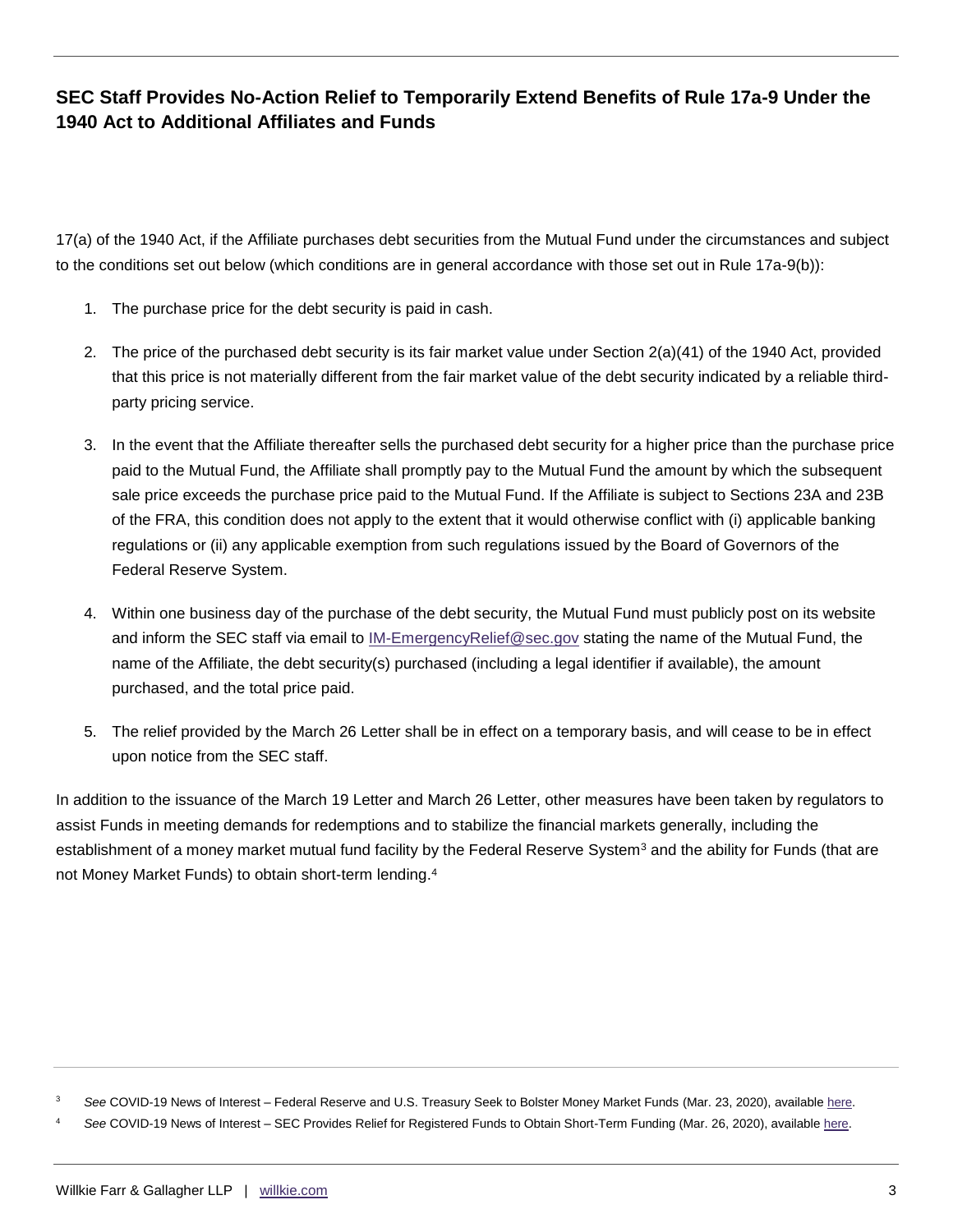17(a) of the 1940 Act, if the Affiliate purchases debt securities from the Mutual Fund under the circumstances and subject to the conditions set out below (which conditions are in general accordance with those set out in Rule 17a-9(b)):

1. The purchase price for the debt security is paid in cash.
2. The price of the purchased debt security is its fair market value under Section 2(a)(41) of the 1940 Act, provided that this price is not materially different from the fair market value of the debt security indicated by a reliable third-party pricing service.
3. In the event that the Affiliate thereafter sells the purchased debt security for a higher price than the purchase price paid to the Mutual Fund, the Affiliate shall promptly pay to the Mutual Fund the amount by which the subsequent sale price exceeds the purchase price paid to the Mutual Fund. If the Affiliate is subject to Sections 23A and 23B of the FRA, this condition does not apply to the extent that it would otherwise conflict with (i) applicable banking regulations or (ii) any applicable exemption from such regulations issued by the Board of Governors of the Federal Reserve System.
4. Within one business day of the purchase of the debt security, the Mutual Fund must publicly post on its website and inform the SEC staff via email to IM-EmergencyRelief@sec.gov stating the name of the Mutual Fund, the name of the Affiliate, the debt security(s) purchased (including a legal identifier if available), the amount purchased, and the total price paid.
5. The relief provided by the March 26 Letter shall be in effect on a temporary basis, and will cease to be in effect upon notice from the SEC staff.

In addition to the issuance of the March 19 Letter and March 26 Letter, other measures have been taken by regulators to assist Funds in meeting demands for redemptions and to stabilize the financial markets generally, including the establishment of a money market mutual fund facility by the Federal Reserve System[3] and the ability for Funds (that are not Money Market Funds) to obtain short-term lending.[4]

---

[3] *See* COVID-19 News of Interest – Federal Reserve and U.S. Treasury Seek to Bolster Money Market Funds (Mar. 23, 2020), available here.

[4] *See* COVID-19 News of Interest – SEC Provides Relief for Registered Funds to Obtain Short-Term Funding (Mar. 26, 2020), available here.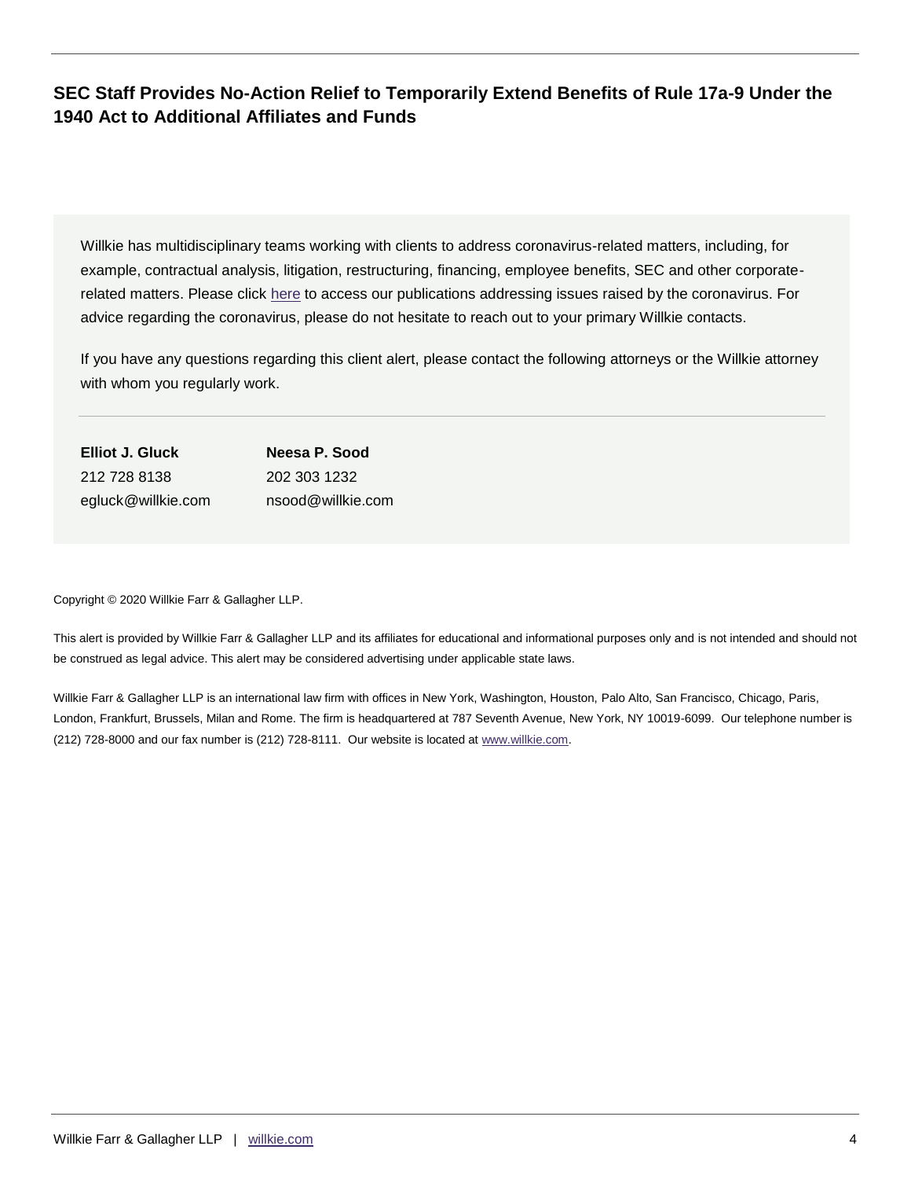## SEC Staff Provides No-Action Relief to Temporarily Extend Benefits of Rule 17a-9 Under the 1940 Act to Additional Affiliates and Funds

Willkie has multidisciplinary teams working with clients to address coronavirus-related matters, including, for example, contractual analysis, litigation, restructuring, financing, employee benefits, SEC and other corporate-related matters. Please click here to access our publications addressing issues raised by the coronavirus. For advice regarding the coronavirus, please do not hesitate to reach out to your primary Willkie contacts.

If you have any questions regarding this client alert, please contact the following attorneys or the Willkie attorney with whom you regularly work.

| | |
|---|---|
| **Elliot J. Gluck** | **Neesa P. Sood** |
| 212 728 8138 | 202 303 1232 |
| egluck@willkie.com | nsood@willkie.com |

Copyright © 2020 Willkie Farr & Gallagher LLP.

This alert is provided by Willkie Farr & Gallagher LLP and its affiliates for educational and informational purposes only and is not intended and should not be construed as legal advice. This alert may be considered advertising under applicable state laws.

Willkie Farr & Gallagher LLP is an international law firm with offices in New York, Washington, Houston, Palo Alto, San Francisco, Chicago, Paris, London, Frankfurt, Brussels, Milan and Rome. The firm is headquartered at 787 Seventh Avenue, New York, NY 10019-6099. Our telephone number is (212) 728-8000 and our fax number is (212) 728-8111. Our website is located at www.willkie.com.